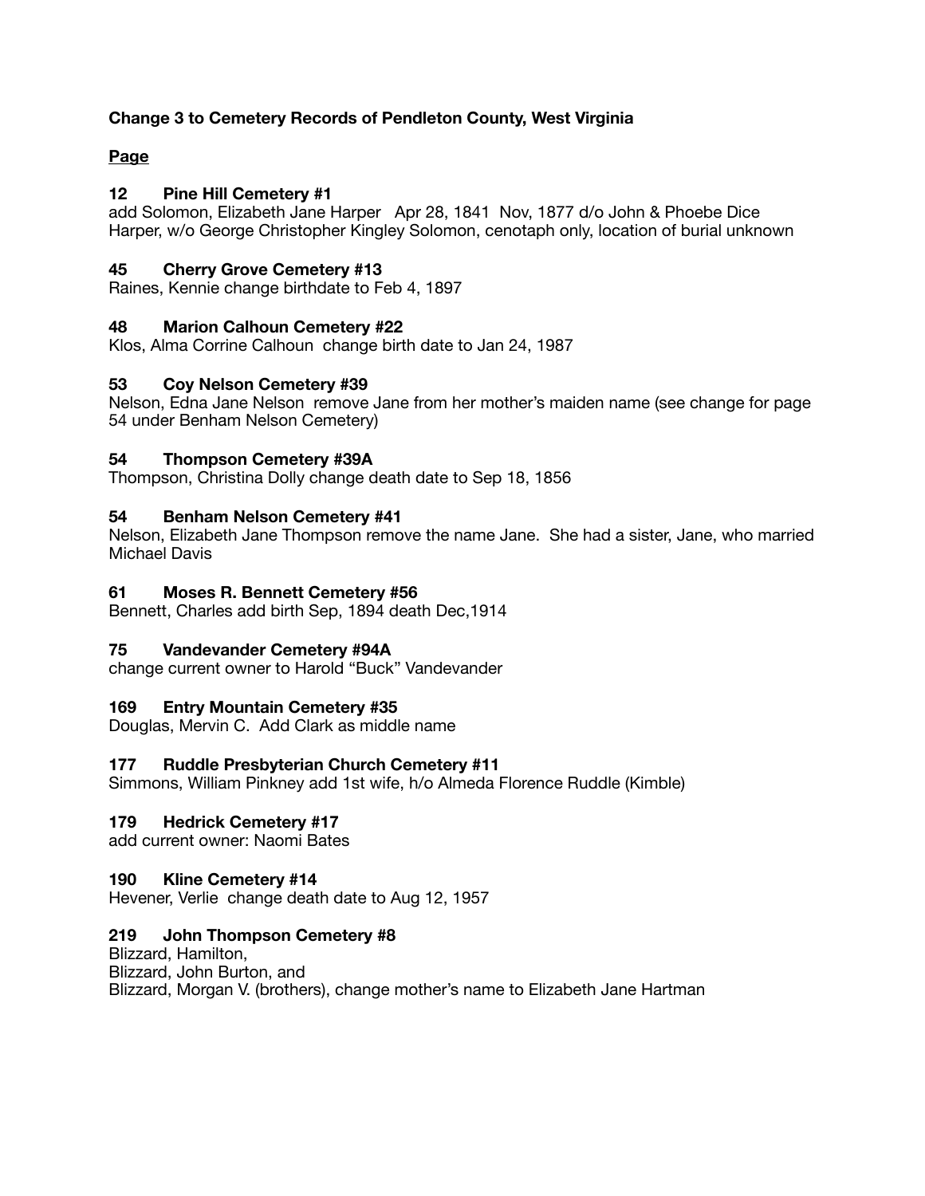**Change 3 to Cemetery Records of Pendleton County, West Virginia**

**Page**

**12 Pine Hill Cemetery #1**
add Solomon, Elizabeth Jane Harper Apr 28, 1841 Nov, 1877 d/o John & Phoebe Dice Harper, w/o George Christopher Kingley Solomon, cenotaph only, location of burial unknown

**45 Cherry Grove Cemetery #13**
Raines, Kennie change birthdate to Feb 4, 1897

**48 Marion Calhoun Cemetery #22**
Klos, Alma Corrine Calhoun change birth date to Jan 24, 1987

**53 Coy Nelson Cemetery #39**
Nelson, Edna Jane Nelson remove Jane from her mother's maiden name (see change for page 54 under Benham Nelson Cemetery)

**54 Thompson Cemetery #39A**
Thompson, Christina Dolly change death date to Sep 18, 1856

**54 Benham Nelson Cemetery #41**
Nelson, Elizabeth Jane Thompson remove the name Jane. She had a sister, Jane, who married Michael Davis

**61 Moses R. Bennett Cemetery #56**
Bennett, Charles add birth Sep, 1894 death Dec,1914

**75 Vandevander Cemetery #94A**
change current owner to Harold "Buck" Vandevander

**169 Entry Mountain Cemetery #35**
Douglas, Mervin C. Add Clark as middle name

**177 Ruddle Presbyterian Church Cemetery #11**
Simmons, William Pinkney add 1st wife, h/o Almeda Florence Ruddle (Kimble)

**179 Hedrick Cemetery #17**
add current owner: Naomi Bates

**190 Kline Cemetery #14**
Hevener, Verlie change death date to Aug 12, 1957

**219 John Thompson Cemetery #8**
Blizzard, Hamilton,
Blizzard, John Burton, and
Blizzard, Morgan V. (brothers), change mother's name to Elizabeth Jane Hartman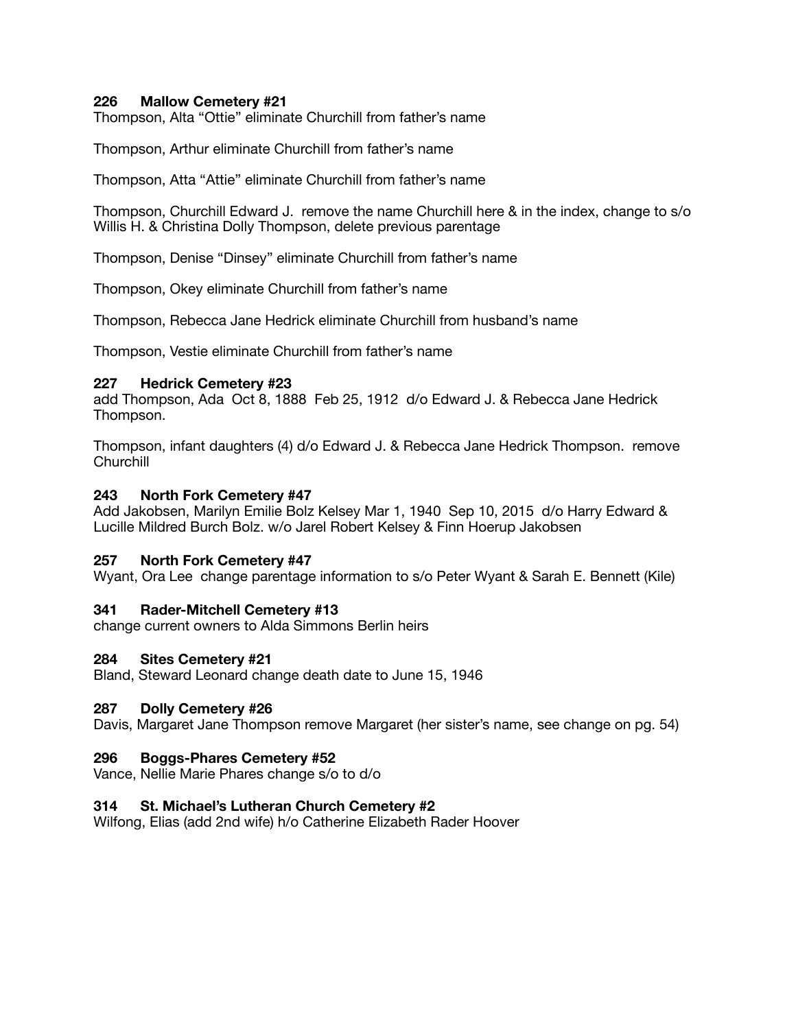**226 Mallow Cemetery #21**

Thompson, Alta "Ottie" eliminate Churchill from father's name

Thompson, Arthur eliminate Churchill from father's name

Thompson, Atta "Attie" eliminate Churchill from father's name

Thompson, Churchill Edward J. remove the name Churchill here & in the index, change to s/o Willis H. & Christina Dolly Thompson, delete previous parentage

Thompson, Denise "Dinsey" eliminate Churchill from father's name

Thompson, Okey eliminate Churchill from father's name

Thompson, Rebecca Jane Hedrick eliminate Churchill from husband's name

Thompson, Vestie eliminate Churchill from father's name

**227 Hedrick Cemetery #23**

add Thompson, Ada Oct 8, 1888 Feb 25, 1912 d/o Edward J. & Rebecca Jane Hedrick Thompson.

Thompson, infant daughters (4) d/o Edward J. & Rebecca Jane Hedrick Thompson. remove Churchill

**243 North Fork Cemetery #47**

Add Jakobsen, Marilyn Emilie Bolz Kelsey Mar 1, 1940 Sep 10, 2015 d/o Harry Edward & Lucille Mildred Burch Bolz. w/o Jarel Robert Kelsey & Finn Hoerup Jakobsen

**257 North Fork Cemetery #47**

Wyant, Ora Lee change parentage information to s/o Peter Wyant & Sarah E. Bennett (Kile)

**341 Rader-Mitchell Cemetery #13**

change current owners to Alda Simmons Berlin heirs

**284 Sites Cemetery #21**

Bland, Steward Leonard change death date to June 15, 1946

**287 Dolly Cemetery #26**

Davis, Margaret Jane Thompson remove Margaret (her sister's name, see change on pg. 54)

**296 Boggs-Phares Cemetery #52**

Vance, Nellie Marie Phares change s/o to d/o

**314 St. Michael's Lutheran Church Cemetery #2**

Wilfong, Elias (add 2nd wife) h/o Catherine Elizabeth Rader Hoover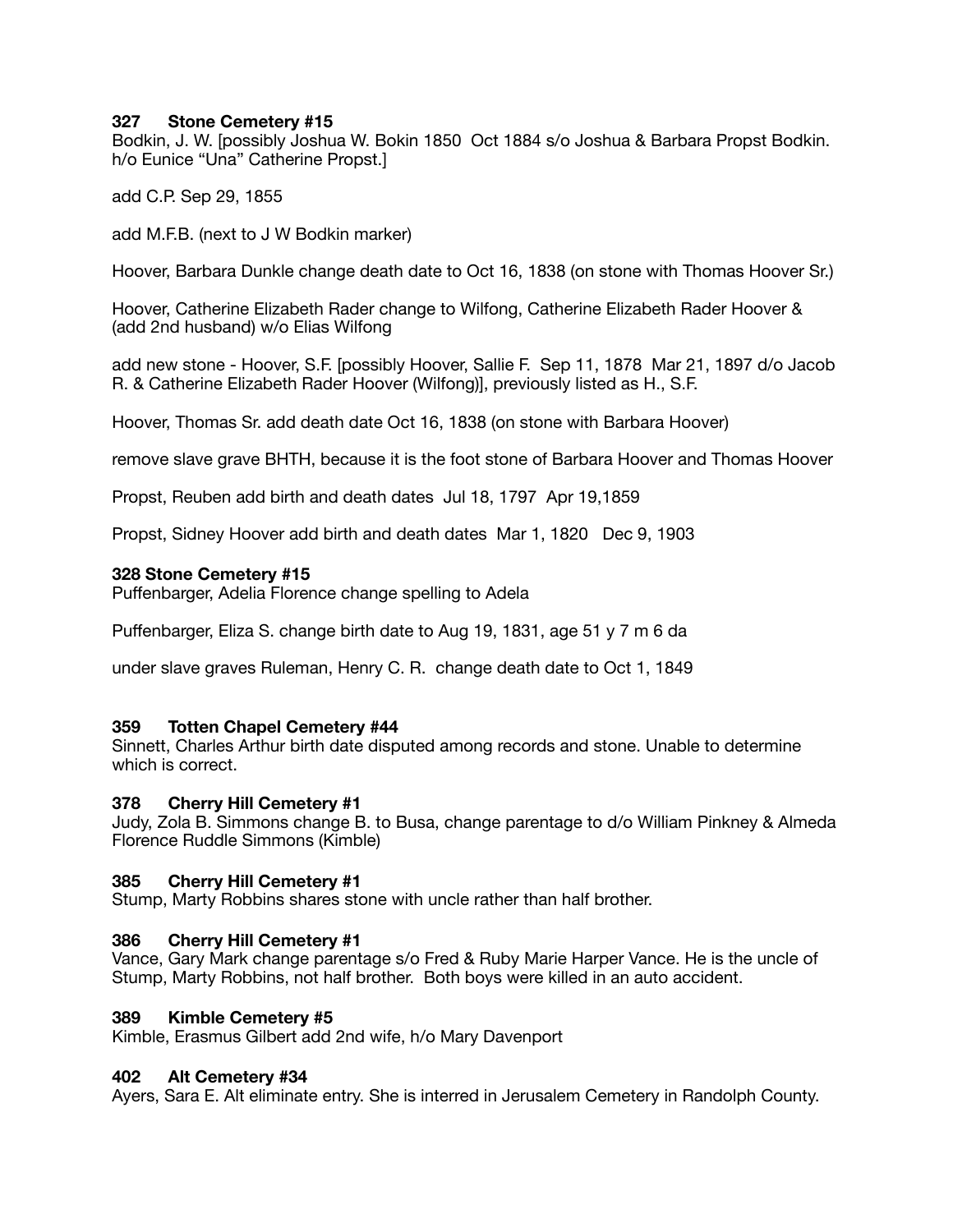**327 Stone Cemetery #15**

Bodkin, J. W. [possibly Joshua W. Bokin 1850 Oct 1884 s/o Joshua & Barbara Propst Bodkin. h/o Eunice "Una" Catherine Propst.]

add C.P. Sep 29, 1855

add M.F.B. (next to J W Bodkin marker)

Hoover, Barbara Dunkle change death date to Oct 16, 1838 (on stone with Thomas Hoover Sr.)

Hoover, Catherine Elizabeth Rader change to Wilfong, Catherine Elizabeth Rader Hoover & (add 2nd husband) w/o Elias Wilfong

add new stone - Hoover, S.F. [possibly Hoover, Sallie F. Sep 11, 1878 Mar 21, 1897 d/o Jacob R. & Catherine Elizabeth Rader Hoover (Wilfong)], previously listed as H., S.F.

Hoover, Thomas Sr. add death date Oct 16, 1838 (on stone with Barbara Hoover)

remove slave grave BHTH, because it is the foot stone of Barbara Hoover and Thomas Hoover

Propst, Reuben add birth and death dates Jul 18, 1797 Apr 19,1859

Propst, Sidney Hoover add birth and death dates Mar 1, 1820 Dec 9, 1903

**328 Stone Cemetery #15**

Puffenbarger, Adelia Florence change spelling to Adela

Puffenbarger, Eliza S. change birth date to Aug 19, 1831, age 51 y 7 m 6 da

under slave graves Ruleman, Henry C. R. change death date to Oct 1, 1849

**359 Totten Chapel Cemetery #44**

Sinnett, Charles Arthur birth date disputed among records and stone. Unable to determine which is correct.

**378 Cherry Hill Cemetery #1**

Judy, Zola B. Simmons change B. to Busa, change parentage to d/o William Pinkney & Almeda Florence Ruddle Simmons (Kimble)

**385 Cherry Hill Cemetery #1**

Stump, Marty Robbins shares stone with uncle rather than half brother.

**386 Cherry Hill Cemetery #1**

Vance, Gary Mark change parentage s/o Fred & Ruby Marie Harper Vance. He is the uncle of Stump, Marty Robbins, not half brother. Both boys were killed in an auto accident.

**389 Kimble Cemetery #5**

Kimble, Erasmus Gilbert add 2nd wife, h/o Mary Davenport

**402 Alt Cemetery #34**

Ayers, Sara E. Alt eliminate entry. She is interred in Jerusalem Cemetery in Randolph County.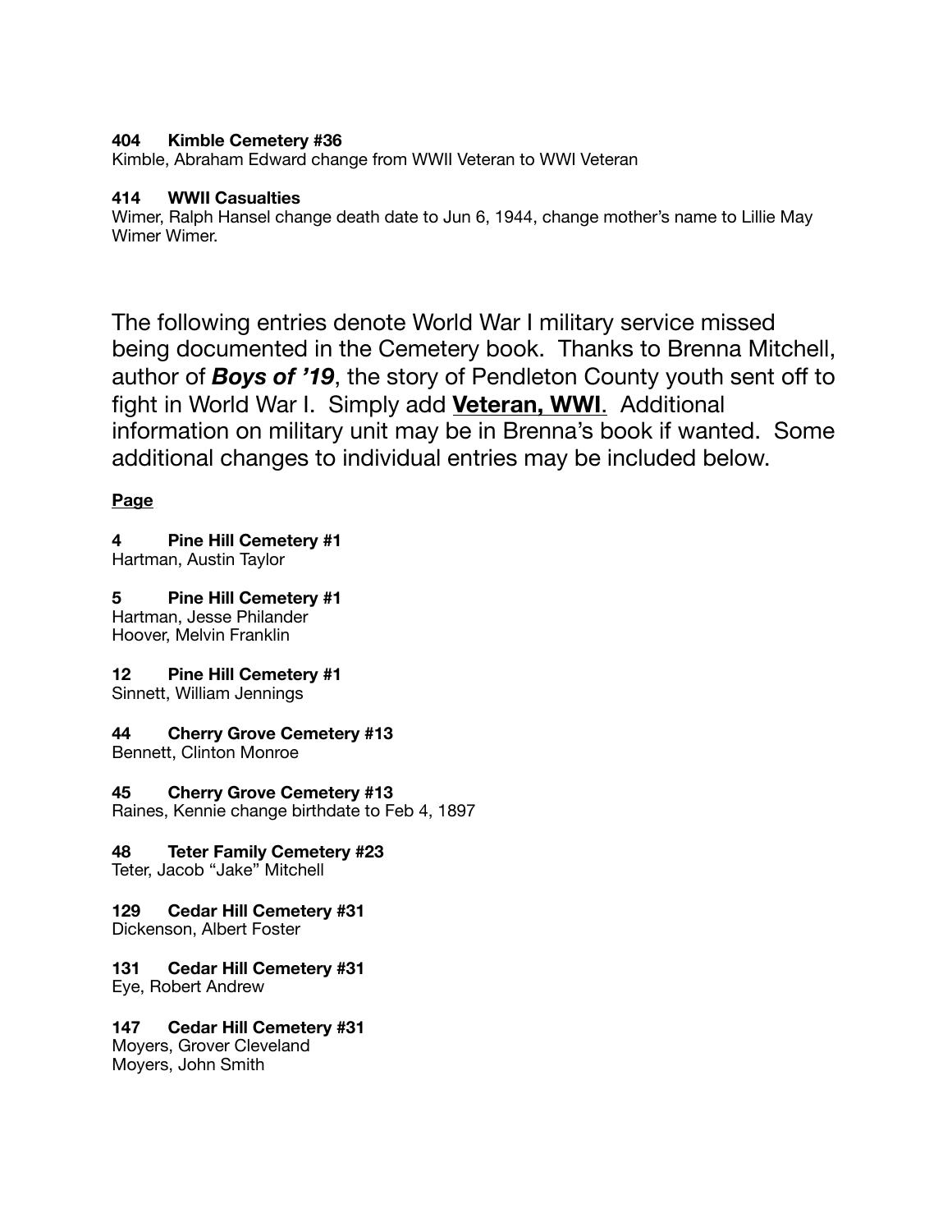**404 Kimble Cemetery #36**
Kimble, Abraham Edward change from WWII Veteran to WWI Veteran

**414 WWII Casualties**
Wimer, Ralph Hansel change death date to Jun 6, 1944, change mother's name to Lillie May Wimer Wimer.

The following entries denote World War I military service missed being documented in the Cemetery book. Thanks to Brenna Mitchell, author of ***Boys of '19***, the story of Pendleton County youth sent off to fight in World War I. Simply add **<u>Veteran, WWI</u>**. Additional information on military unit may be in Brenna's book if wanted. Some additional changes to individual entries may be included below.

**<u>Page</u>**

**4 Pine Hill Cemetery #1**
Hartman, Austin Taylor

**5 Pine Hill Cemetery #1**
Hartman, Jesse Philander
Hoover, Melvin Franklin

**12 Pine Hill Cemetery #1**
Sinnett, William Jennings

**44 Cherry Grove Cemetery #13**
Bennett, Clinton Monroe

**45 Cherry Grove Cemetery #13**
Raines, Kennie change birthdate to Feb 4, 1897

**48 Teter Family Cemetery #23**
Teter, Jacob "Jake" Mitchell

**129 Cedar Hill Cemetery #31**
Dickenson, Albert Foster

**131 Cedar Hill Cemetery #31**
Eye, Robert Andrew

**147 Cedar Hill Cemetery #31**
Moyers, Grover Cleveland
Moyers, John Smith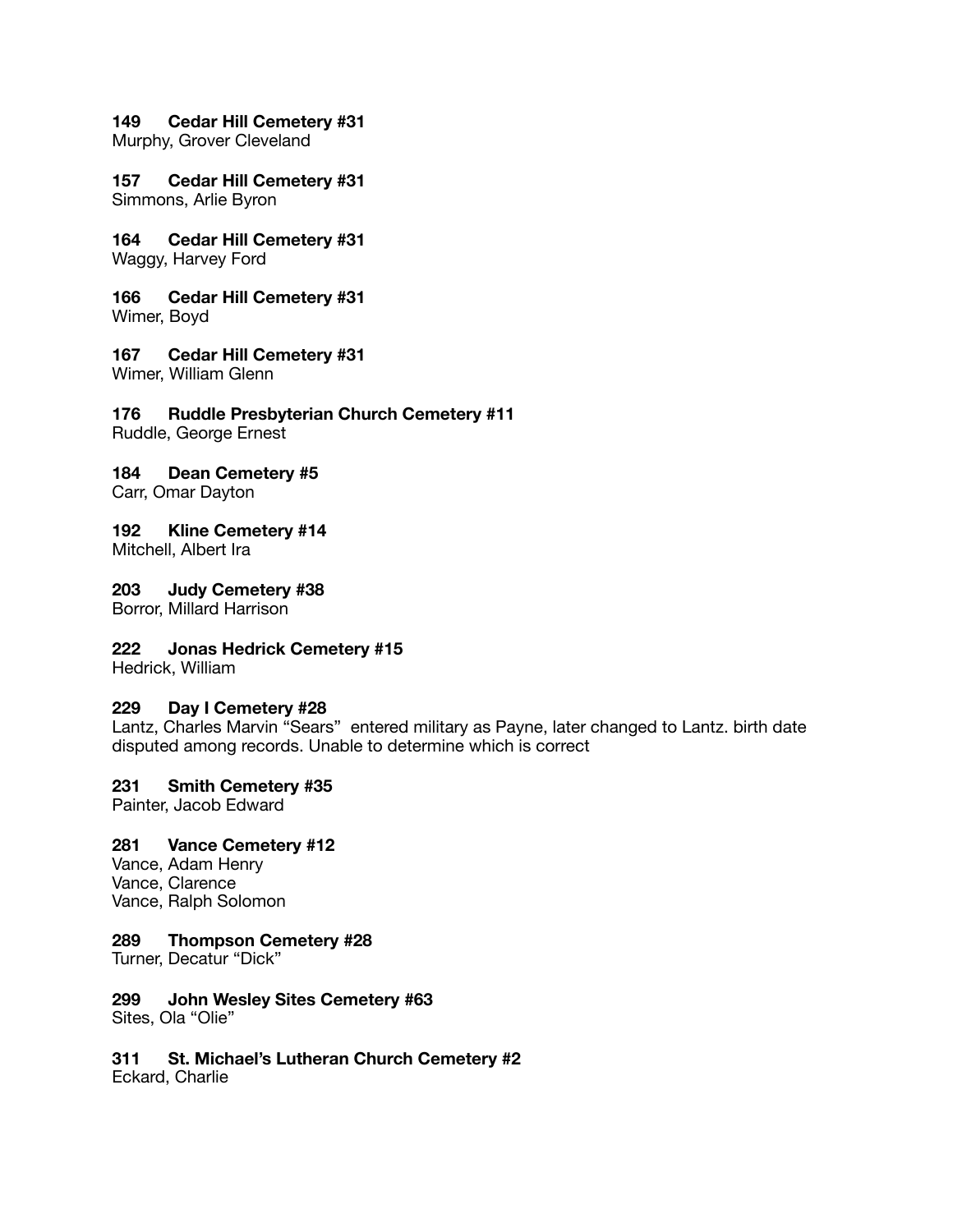**149 Cedar Hill Cemetery #31**
Murphy, Grover Cleveland

**157 Cedar Hill Cemetery #31**
Simmons, Arlie Byron

**164 Cedar Hill Cemetery #31**
Waggy, Harvey Ford

**166 Cedar Hill Cemetery #31**
Wimer, Boyd

**167 Cedar Hill Cemetery #31**
Wimer, William Glenn

**176 Ruddle Presbyterian Church Cemetery #11**
Ruddle, George Ernest

**184 Dean Cemetery #5**
Carr, Omar Dayton

**192 Kline Cemetery #14**
Mitchell, Albert Ira

**203 Judy Cemetery #38**
Borror, Millard Harrison

**222 Jonas Hedrick Cemetery #15**
Hedrick, William

**229 Day I Cemetery #28**
Lantz, Charles Marvin "Sears" entered military as Payne, later changed to Lantz. birth date disputed among records. Unable to determine which is correct

**231 Smith Cemetery #35**
Painter, Jacob Edward

**281 Vance Cemetery #12**
Vance, Adam Henry
Vance, Clarence
Vance, Ralph Solomon

**289 Thompson Cemetery #28**
Turner, Decatur "Dick"

**299 John Wesley Sites Cemetery #63**
Sites, Ola "Olie"

**311 St. Michael's Lutheran Church Cemetery #2**
Eckard, Charlie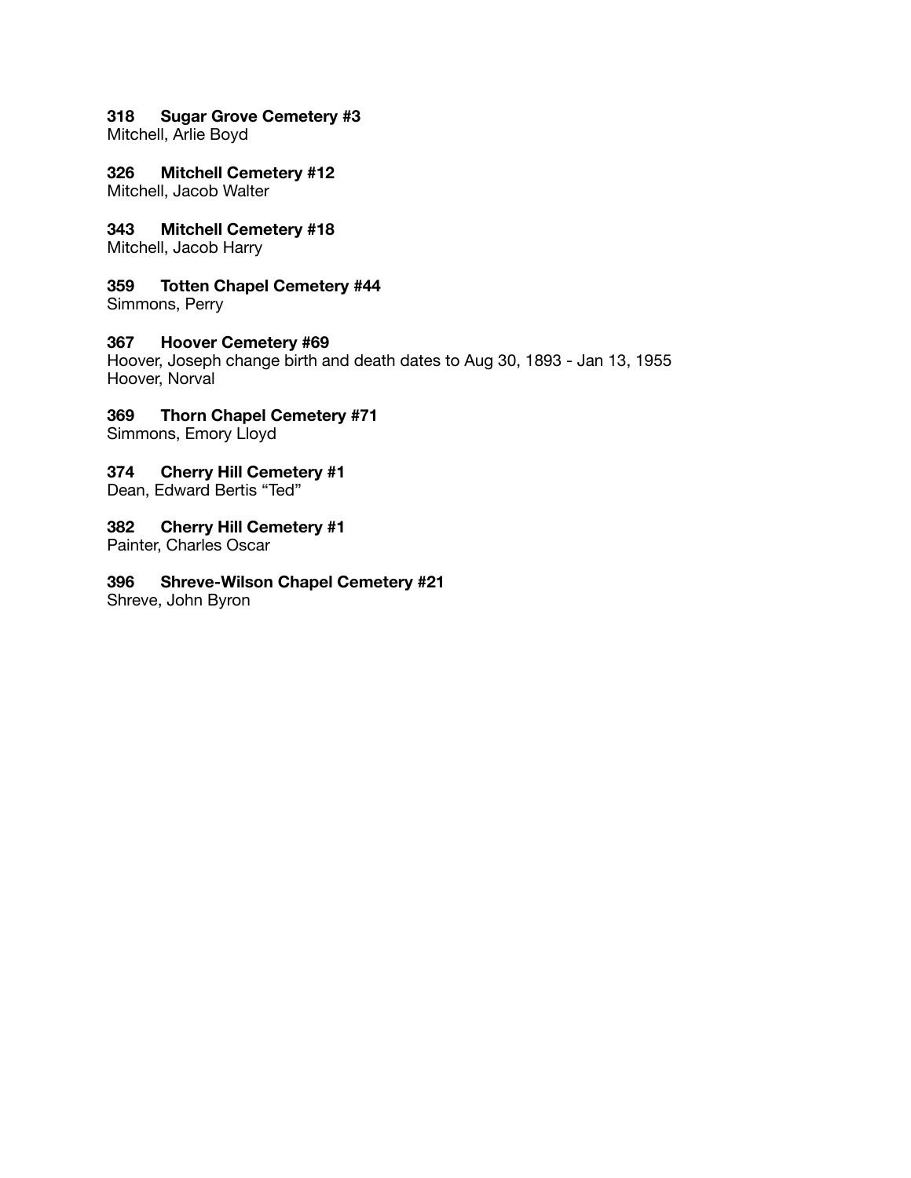**318 Sugar Grove Cemetery #3**
Mitchell, Arlie Boyd

**326 Mitchell Cemetery #12**
Mitchell, Jacob Walter

**343 Mitchell Cemetery #18**
Mitchell, Jacob Harry

**359 Totten Chapel Cemetery #44**
Simmons, Perry

**367 Hoover Cemetery #69**
Hoover, Joseph change birth and death dates to Aug 30, 1893 - Jan 13, 1955
Hoover, Norval

**369 Thorn Chapel Cemetery #71**
Simmons, Emory Lloyd

**374 Cherry Hill Cemetery #1**
Dean, Edward Bertis "Ted"

**382 Cherry Hill Cemetery #1**
Painter, Charles Oscar

**396 Shreve-Wilson Chapel Cemetery #21**
Shreve, John Byron